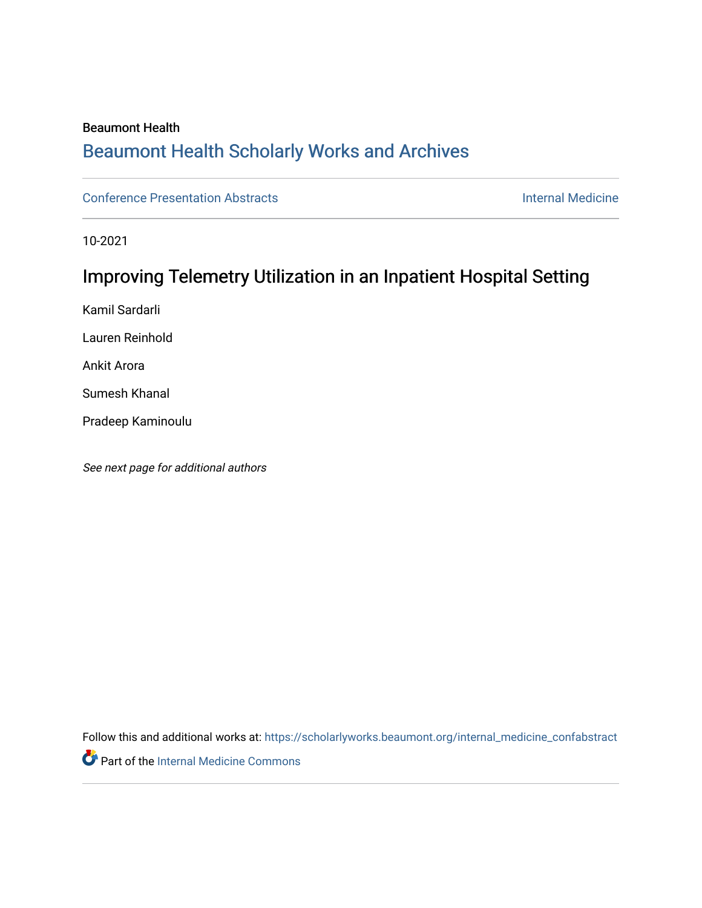Beaumont Health

# Beaumont Health Scholarly Works and Archives

Conference Presentation Abstracts

Internal Medicine

10-2021

## Improving Telemetry Utilization in an Inpatient Hospital Setting

Kamil Sardarli

Lauren Reinhold

Ankit Arora

Sumesh Khanal

Pradeep Kaminoulu

*See next page for additional authors*

Follow this and additional works at: https://scholarlyworks.beaumont.org/internal_medicine_confabstract

Part of the Internal Medicine Commons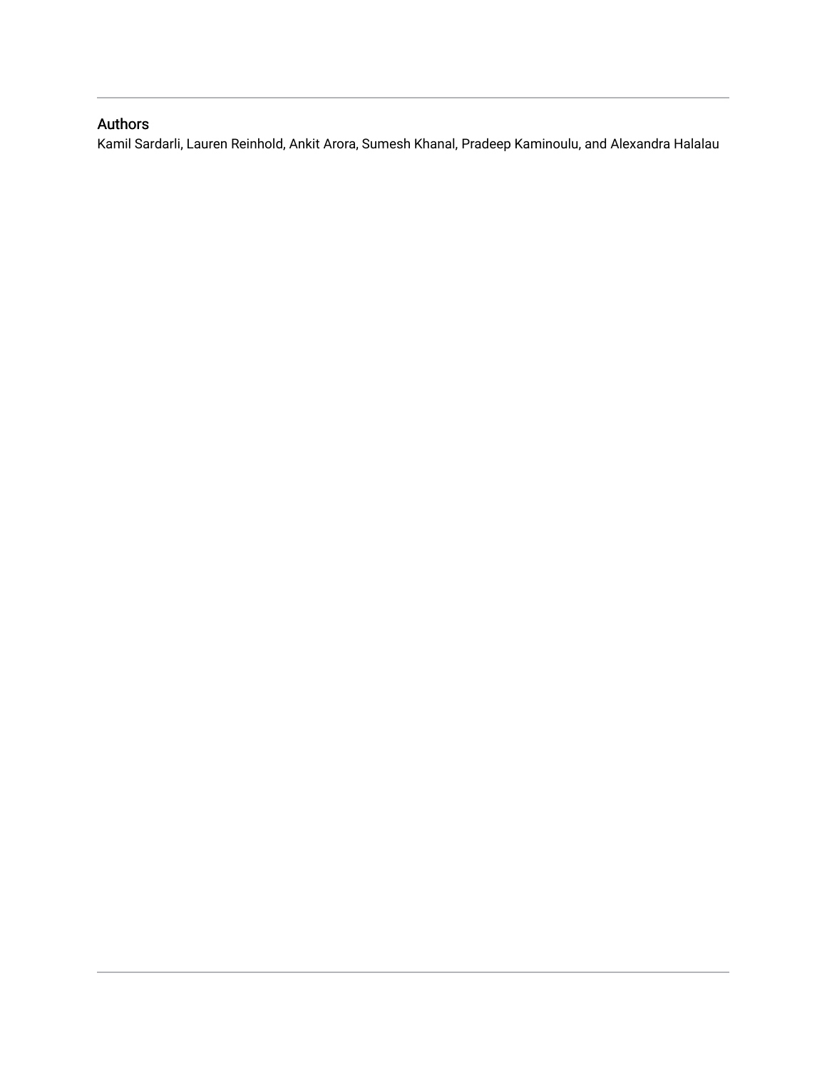## Authors

Kamil Sardarli, Lauren Reinhold, Ankit Arora, Sumesh Khanal, Pradeep Kaminoulu, and Alexandra Halalau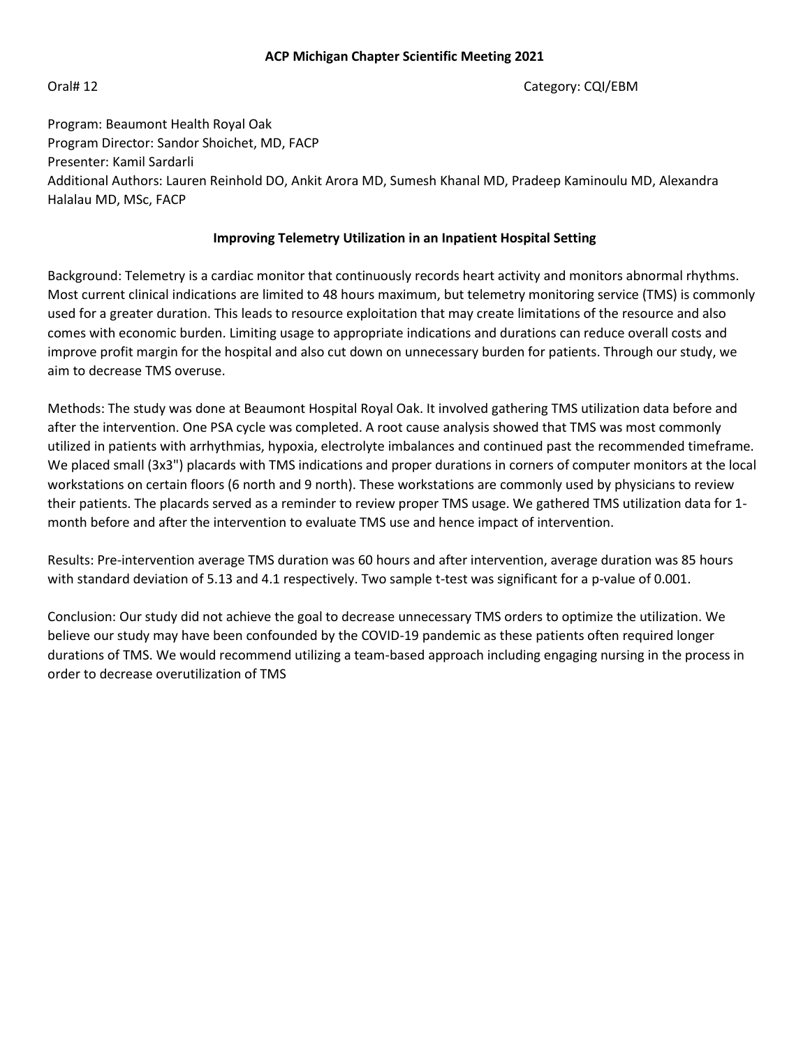**ACP Michigan Chapter Scientific Meeting 2021**

Oral# 12 Category: CQI/EBM

Program: Beaumont Health Royal Oak
Program Director: Sandor Shoichet, MD, FACP
Presenter: Kamil Sardarli
Additional Authors: Lauren Reinhold DO, Ankit Arora MD, Sumesh Khanal MD, Pradeep Kaminoulu MD, Alexandra Halalau MD, MSc, FACP

## Improving Telemetry Utilization in an Inpatient Hospital Setting

Background: Telemetry is a cardiac monitor that continuously records heart activity and monitors abnormal rhythms. Most current clinical indications are limited to 48 hours maximum, but telemetry monitoring service (TMS) is commonly used for a greater duration. This leads to resource exploitation that may create limitations of the resource and also comes with economic burden. Limiting usage to appropriate indications and durations can reduce overall costs and improve profit margin for the hospital and also cut down on unnecessary burden for patients. Through our study, we aim to decrease TMS overuse.

Methods: The study was done at Beaumont Hospital Royal Oak. It involved gathering TMS utilization data before and after the intervention. One PSA cycle was completed. A root cause analysis showed that TMS was most commonly utilized in patients with arrhythmias, hypoxia, electrolyte imbalances and continued past the recommended timeframe. We placed small (3x3") placards with TMS indications and proper durations in corners of computer monitors at the local workstations on certain floors (6 north and 9 north). These workstations are commonly used by physicians to review their patients. The placards served as a reminder to review proper TMS usage. We gathered TMS utilization data for 1-month before and after the intervention to evaluate TMS use and hence impact of intervention.

Results: Pre-intervention average TMS duration was 60 hours and after intervention, average duration was 85 hours with standard deviation of 5.13 and 4.1 respectively. Two sample t-test was significant for a p-value of 0.001.

Conclusion: Our study did not achieve the goal to decrease unnecessary TMS orders to optimize the utilization. We believe our study may have been confounded by the COVID-19 pandemic as these patients often required longer durations of TMS. We would recommend utilizing a team-based approach including engaging nursing in the process in order to decrease overutilization of TMS